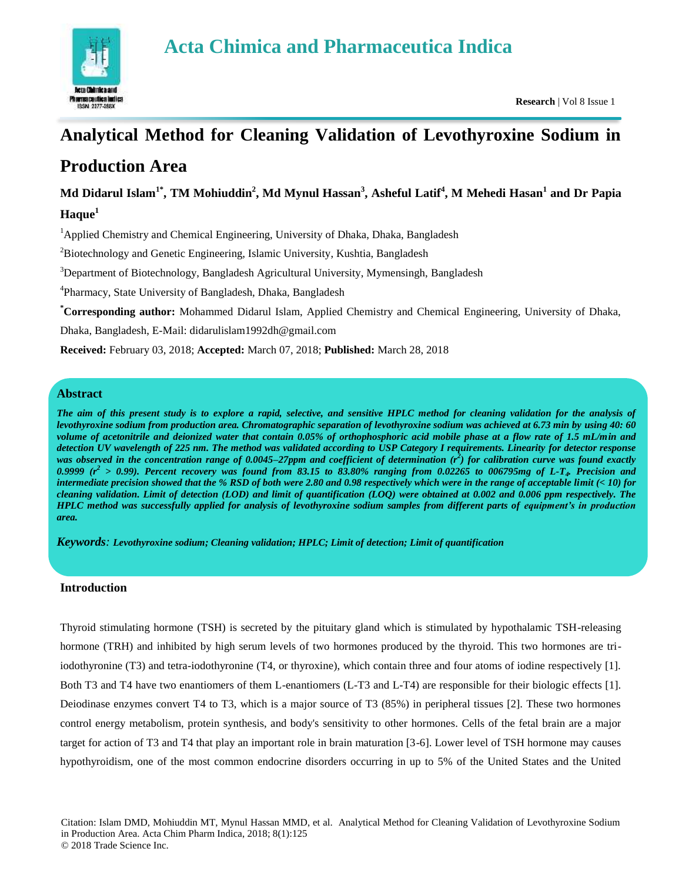# Analytical Method for Cleaning Validation of Levothyroxine Sodium in Production Area

**Md Didarul Islam[1*], TM Mohiuddin[2], Md Mynul Hassan[3], Asheful Latif[4], M Mehedi Hasan[1] and Dr Papia Haque[1]**

[1]Applied Chemistry and Chemical Engineering, University of Dhaka, Dhaka, Bangladesh

[2]Biotechnology and Genetic Engineering, Islamic University, Kushtia, Bangladesh

[3]Department of Biotechnology, Bangladesh Agricultural University, Mymensingh, Bangladesh

[4]Pharmacy, State University of Bangladesh, Dhaka, Bangladesh

**[*]Corresponding author:** Mohammed Didarul Islam, Applied Chemistry and Chemical Engineering, University of Dhaka, Dhaka, Bangladesh, E-Mail: didarulislam1992dh@gmail.com

**Received:** February 03, 2018; **Accepted:** March 07, 2018; **Published:** March 28, 2018

## Abstract

***The aim of this present study is to explore a rapid, selective, and sensitive HPLC method for cleaning validation for the analysis of levothyroxine sodium from production area. Chromatographic separation of levothyroxine sodium was achieved at 6.73 min by using 40: 60 volume of acetonitrile and deionized water that contain 0.05% of orthophosphoric acid mobile phase at a flow rate of 1.5 mL/min and detection UV wavelength of 225 nm. The method was validated according to USP Category I requirements. Linearity for detector response was observed in the concentration range of 0.0045–27ppm and coefficient of determination ($r^2$) for calibration curve was found exactly 0.9999 ($r^2$ > 0.99). Percent recovery was found from 83.15 to 83.80% ranging from 0.02265 to 006795mg of L-$T_4$. Precision and intermediate precision showed that the % RSD of both were 2.80 and 0.98 respectively which were in the range of acceptable limit (< 10) for cleaning validation. Limit of detection (LOD) and limit of quantification (LOQ) were obtained at 0.002 and 0.006 ppm respectively. The HPLC method was successfully applied for analysis of levothyroxine sodium samples from different parts of equipment's in production area.***

***Keywords**: Levothyroxine sodium; Cleaning validation; HPLC; Limit of detection; Limit of quantification*

## Introduction

Thyroid stimulating hormone (TSH) is secreted by the pituitary gland which is stimulated by hypothalamic TSH-releasing hormone (TRH) and inhibited by high serum levels of two hormones produced by the thyroid. This two hormones are tri-iodothyronine (T3) and tetra-iodothyronine (T4, or thyroxine), which contain three and four atoms of iodine respectively [1]. Both T3 and T4 have two enantiomers of them L-enantiomers (L-T3 and L-T4) are responsible for their biologic effects [1]. Deiodinase enzymes convert T4 to T3, which is a major source of T3 (85%) in peripheral tissues [2]. These two hormones control energy metabolism, protein synthesis, and body's sensitivity to other hormones. Cells of the fetal brain are a major target for action of T3 and T4 that play an important role in brain maturation [3-6]. Lower level of TSH hormone may causes hypothyroidism, one of the most common endocrine disorders occurring in up to 5% of the United States and the United

Citation: Islam DMD, Mohiuddin MT, Mynul Hassan MMD, et al. Analytical Method for Cleaning Validation of Levothyroxine Sodium in Production Area. Acta Chim Pharm Indica, 2018; 8(1):125
© 2018 Trade Science Inc.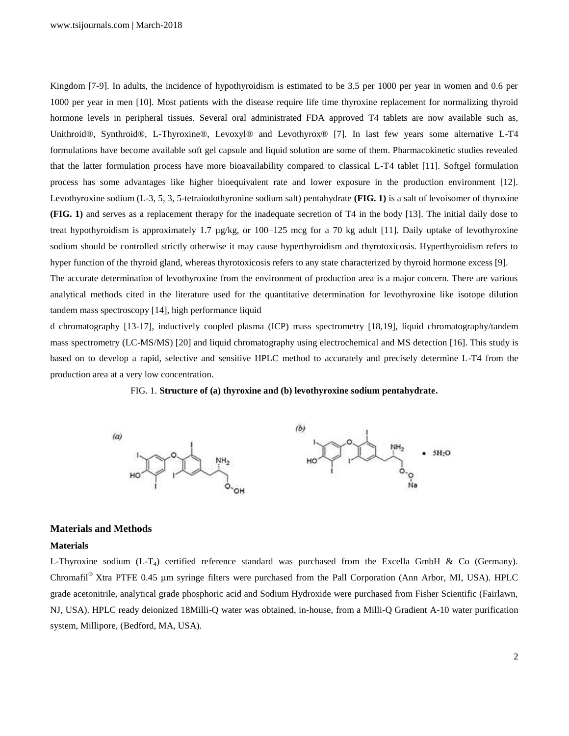Kingdom [7-9]. In adults, the incidence of hypothyroidism is estimated to be 3.5 per 1000 per year in women and 0.6 per 1000 per year in men [10]. Most patients with the disease require life time thyroxine replacement for normalizing thyroid hormone levels in peripheral tissues. Several oral administrated FDA approved T4 tablets are now available such as, Unithroid®, Synthroid®, L-Thyroxine®, Levoxyl® and Levothyrox® [7]. In last few years some alternative L-T4 formulations have become available soft gel capsule and liquid solution are some of them. Pharmacokinetic studies revealed that the latter formulation process have more bioavailability compared to classical L-T4 tablet [11]. Softgel formulation process has some advantages like higher bioequivalent rate and lower exposure in the production environment [12]. Levothyroxine sodium (L-3, 5, 3, 5-tetraiodothyronine sodium salt) pentahydrate **(FIG. 1)** is a salt of levoisomer of thyroxine **(FIG. 1)** and serves as a replacement therapy for the inadequate secretion of T4 in the body [13]. The initial daily dose to treat hypothyroidism is approximately 1.7 µg/kg, or 100–125 mcg for a 70 kg adult [11]. Daily uptake of levothyroxine sodium should be controlled strictly otherwise it may cause hyperthyroidism and thyrotoxicosis. Hyperthyroidism refers to hyper function of the thyroid gland, whereas thyrotoxicosis refers to any state characterized by thyroid hormone excess [9].

The accurate determination of levothyroxine from the environment of production area is a major concern. There are various analytical methods cited in the literature used for the quantitative determination for levothyroxine like isotope dilution tandem mass spectroscopy [14], high performance liquid

d chromatography [13-17], inductively coupled plasma (ICP) mass spectrometry [18,19], liquid chromatography/tandem mass spectrometry (LC-MS/MS) [20] and liquid chromatography using electrochemical and MS detection [16]. This study is based on to develop a rapid, selective and sensitive HPLC method to accurately and precisely determine L-T4 from the production area at a very low concentration.

FIG. 1. **Structure of (a) thyroxine and (b) levothyroxine sodium pentahydrate.**

## Materials and Methods

### Materials

L-Thyroxine sodium (L-$T_4$) certified reference standard was purchased from the Excella GmbH & Co (Germany). Chromafil® Xtra PTFE 0.45 µm syringe filters were purchased from the Pall Corporation (Ann Arbor, MI, USA). HPLC grade acetonitrile, analytical grade phosphoric acid and Sodium Hydroxide were purchased from Fisher Scientific (Fairlawn, NJ, USA). HPLC ready deionized 18Milli-Q water was obtained, in-house, from a Milli-Q Gradient A-10 water purification system, Millipore, (Bedford, MA, USA).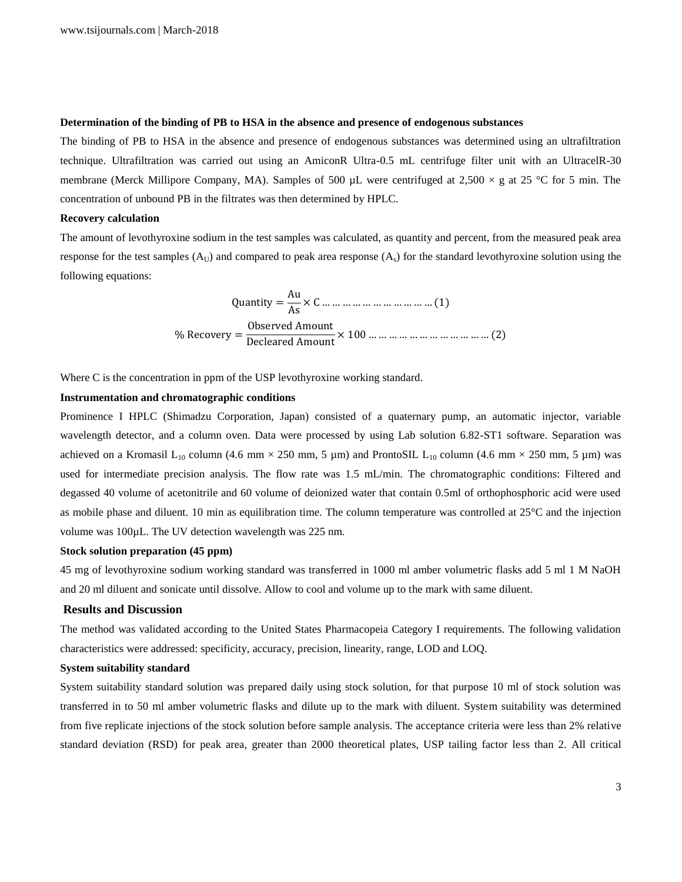**Determination of the binding of PB to HSA in the absence and presence of endogenous substances**

The binding of PB to HSA in the absence and presence of endogenous substances was determined using an ultrafiltration technique. Ultrafiltration was carried out using an AmiconR Ultra-0.5 mL centrifuge filter unit with an UltracelR-30 membrane (Merck Millipore Company, MA). Samples of 500 µL were centrifuged at 2,500 × g at 25 °C for 5 min. The concentration of unbound PB in the filtrates was then determined by HPLC.

**Recovery calculation**

The amount of levothyroxine sodium in the test samples was calculated, as quantity and percent, from the measured peak area response for the test samples ($A_U$) and compared to peak area response ($A_s$) for the standard levothyroxine solution using the following equations:

$$\text{Quantity} = \frac{\text{Au}}{\text{As}} \times \text{C} \ldots\ldots\ldots\ldots\ldots\ldots\ldots\ldots\ldots\ldots (1)$$

$$\%\ \text{Recovery} = \frac{\text{Observed Amount}}{\text{Decleared Amount}} \times 100 \ldots\ldots\ldots\ldots\ldots\ldots\ldots\ldots\ldots\ldots\ldots (2)$$

Where C is the concentration in ppm of the USP levothyroxine working standard.

**Instrumentation and chromatographic conditions**

Prominence I HPLC (Shimadzu Corporation, Japan) consisted of a quaternary pump, an automatic injector, variable wavelength detector, and a column oven. Data were processed by using Lab solution 6.82-ST1 software. Separation was achieved on a Kromasil $L_{10}$ column (4.6 mm × 250 mm, 5 µm) and ProntoSIL $L_{10}$ column (4.6 mm × 250 mm, 5 µm) was used for intermediate precision analysis. The flow rate was 1.5 mL/min. The chromatographic conditions: Filtered and degassed 40 volume of acetonitrile and 60 volume of deionized water that contain 0.5ml of orthophosphoric acid were used as mobile phase and diluent. 10 min as equilibration time. The column temperature was controlled at 25°C and the injection volume was 100µL. The UV detection wavelength was 225 nm.

**Stock solution preparation (45 ppm)**

45 mg of levothyroxine sodium working standard was transferred in 1000 ml amber volumetric flasks add 5 ml 1 M NaOH and 20 ml diluent and sonicate until dissolve. Allow to cool and volume up to the mark with same diluent.

## Results and Discussion

The method was validated according to the United States Pharmacopeia Category I requirements. The following validation characteristics were addressed: specificity, accuracy, precision, linearity, range, LOD and LOQ.

**System suitability standard**

System suitability standard solution was prepared daily using stock solution, for that purpose 10 ml of stock solution was transferred in to 50 ml amber volumetric flasks and dilute up to the mark with diluent. System suitability was determined from five replicate injections of the stock solution before sample analysis. The acceptance criteria were less than 2% relative standard deviation (RSD) for peak area, greater than 2000 theoretical plates, USP tailing factor less than 2. All critical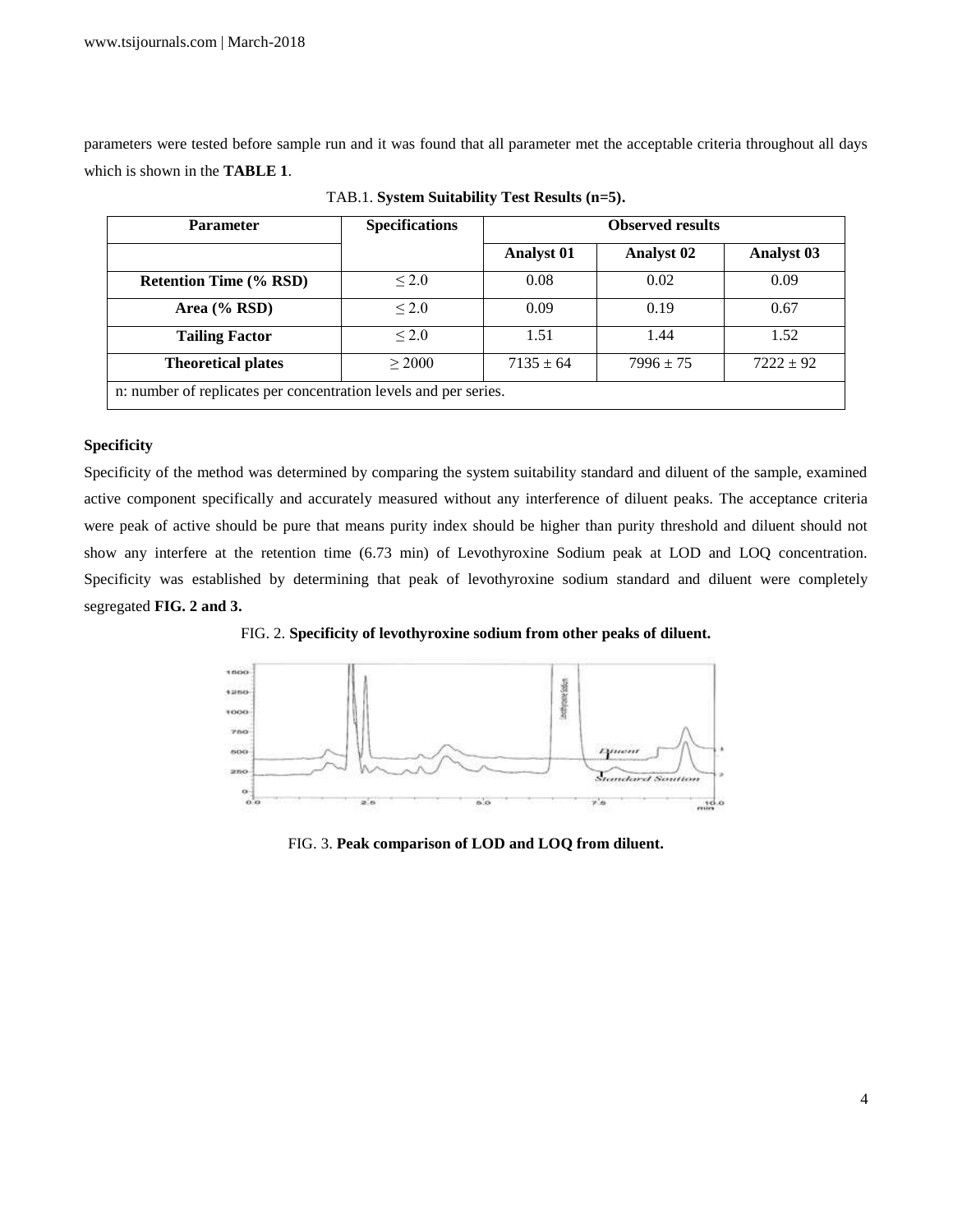parameters were tested before sample run and it was found that all parameter met the acceptable criteria throughout all days which is shown in the **TABLE 1**.

TAB.1. **System Suitability Test Results (n=5).**

| Parameter | Specifications | Observed results | | |
|---|---|---|---|---|
| | | **Analyst 01** | **Analyst 02** | **Analyst 03** |
| **Retention Time (% RSD)** | ≤ 2.0 | 0.08 | 0.02 | 0.09 |
| **Area (% RSD)** | ≤ 2.0 | 0.09 | 0.19 | 0.67 |
| **Tailing Factor** | ≤ 2.0 | 1.51 | 1.44 | 1.52 |
| **Theoretical plates** | ≥ 2000 | 7135 ± 64 | 7996 ± 75 | 7222 ± 92 |
| n: number of replicates per concentration levels and per series. | | | | |

**Specificity**

Specificity of the method was determined by comparing the system suitability standard and diluent of the sample, examined active component specifically and accurately measured without any interference of diluent peaks. The acceptance criteria were peak of active should be pure that means purity index should be higher than purity threshold and diluent should not show any interfere at the retention time (6.73 min) of Levothyroxine Sodium peak at LOD and LOQ concentration. Specificity was established by determining that peak of levothyroxine sodium standard and diluent were completely segregated **FIG. 2 and 3.**

FIG. 2. **Specificity of levothyroxine sodium from other peaks of diluent.**

FIG. 3. **Peak comparison of LOD and LOQ from diluent.**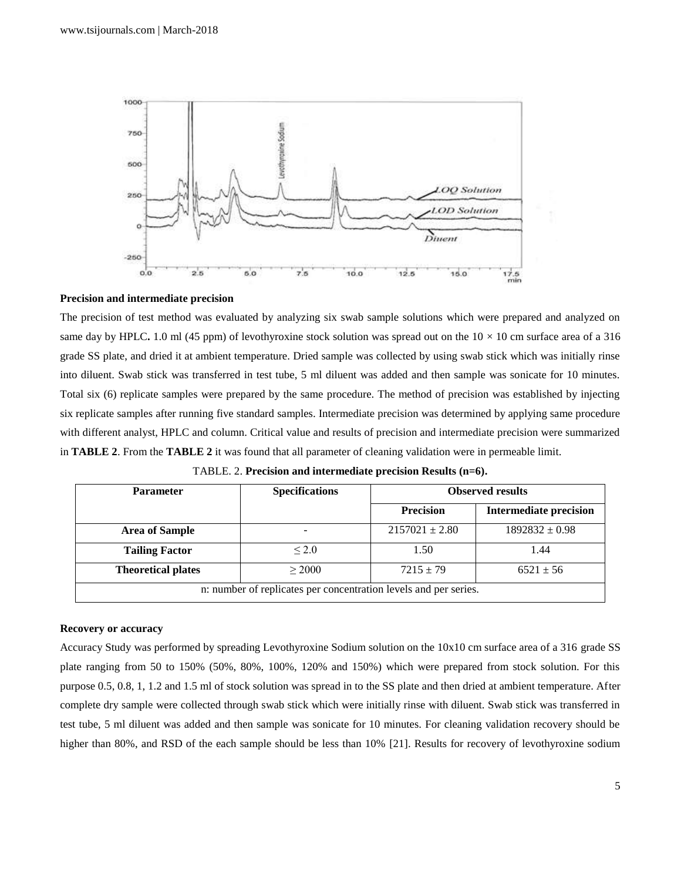### Precision and intermediate precision

The precision of test method was evaluated by analyzing six swab sample solutions which were prepared and analyzed on same day by HPLC**.** 1.0 ml (45 ppm) of levothyroxine stock solution was spread out on the 10 × 10 cm surface area of a 316 grade SS plate, and dried it at ambient temperature. Dried sample was collected by using swab stick which was initially rinse into diluent. Swab stick was transferred in test tube, 5 ml diluent was added and then sample was sonicate for 10 minutes. Total six (6) replicate samples were prepared by the same procedure. The method of precision was established by injecting six replicate samples after running five standard samples. Intermediate precision was determined by applying same procedure with different analyst, HPLC and column. Critical value and results of precision and intermediate precision were summarized in **TABLE 2**. From the **TABLE 2** it was found that all parameter of cleaning validation were in permeable limit.

TABLE. 2. **Precision and intermediate precision Results (n=6).**

| Parameter | Specifications | Observed results | |
|---|---|---|---|
| | | **Precision** | **Intermediate precision** |
| **Area of Sample** | - | 2157021 ± 2.80 | 1892832 ± 0.98 |
| **Tailing Factor** | ≤ 2.0 | 1.50 | 1.44 |
| **Theoretical plates** | ≥ 2000 | 7215 ± 79 | 6521 ± 56 |

n: number of replicates per concentration levels and per series.

### Recovery or accuracy

Accuracy Study was performed by spreading Levothyroxine Sodium solution on the 10x10 cm surface area of a 316 grade SS plate ranging from 50 to 150% (50%, 80%, 100%, 120% and 150%) which were prepared from stock solution. For this purpose 0.5, 0.8, 1, 1.2 and 1.5 ml of stock solution was spread in to the SS plate and then dried at ambient temperature. After complete dry sample were collected through swab stick which were initially rinse with diluent. Swab stick was transferred in test tube, 5 ml diluent was added and then sample was sonicate for 10 minutes. For cleaning validation recovery should be higher than 80%, and RSD of the each sample should be less than 10% [21]. Results for recovery of levothyroxine sodium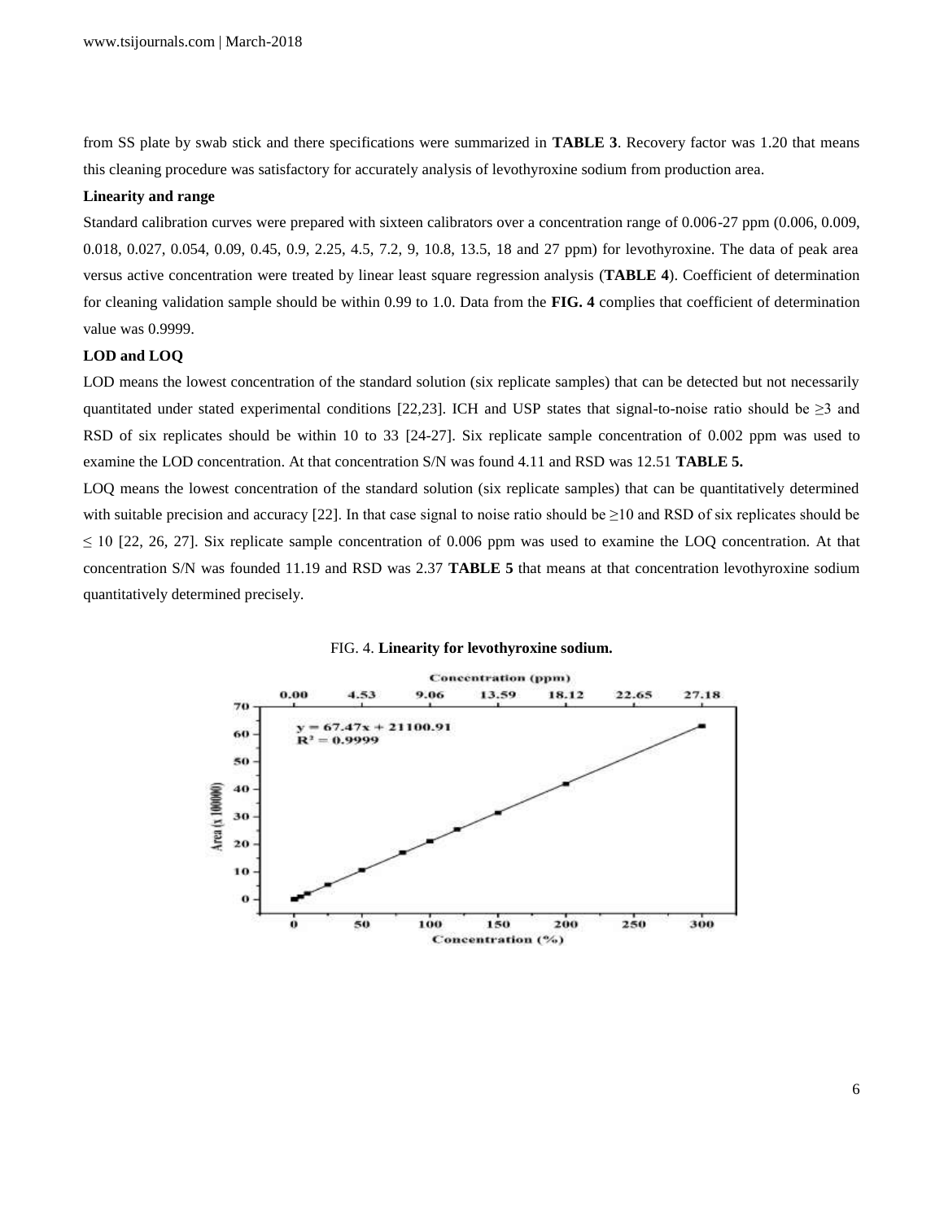from SS plate by swab stick and there specifications were summarized in **TABLE 3**. Recovery factor was 1.20 that means this cleaning procedure was satisfactory for accurately analysis of levothyroxine sodium from production area.

**Linearity and range**

Standard calibration curves were prepared with sixteen calibrators over a concentration range of 0.006-27 ppm (0.006, 0.009, 0.018, 0.027, 0.054, 0.09, 0.45, 0.9, 2.25, 4.5, 7.2, 9, 10.8, 13.5, 18 and 27 ppm) for levothyroxine. The data of peak area versus active concentration were treated by linear least square regression analysis (**TABLE 4**). Coefficient of determination for cleaning validation sample should be within 0.99 to 1.0. Data from the **FIG. 4** complies that coefficient of determination value was 0.9999.

**LOD and LOQ**

LOD means the lowest concentration of the standard solution (six replicate samples) that can be detected but not necessarily quantitated under stated experimental conditions [22,23]. ICH and USP states that signal-to-noise ratio should be ≥3 and RSD of six replicates should be within 10 to 33 [24-27]. Six replicate sample concentration of 0.002 ppm was used to examine the LOD concentration. At that concentration S/N was found 4.11 and RSD was 12.51 **TABLE 5.**

LOQ means the lowest concentration of the standard solution (six replicate samples) that can be quantitatively determined with suitable precision and accuracy [22]. In that case signal to noise ratio should be ≥10 and RSD of six replicates should be ≤ 10 [22, 26, 27]. Six replicate sample concentration of 0.006 ppm was used to examine the LOQ concentration. At that concentration S/N was founded 11.19 and RSD was 2.37 **TABLE 5** that means at that concentration levothyroxine sodium quantitatively determined precisely.

FIG. 4. **Linearity for levothyroxine sodium.**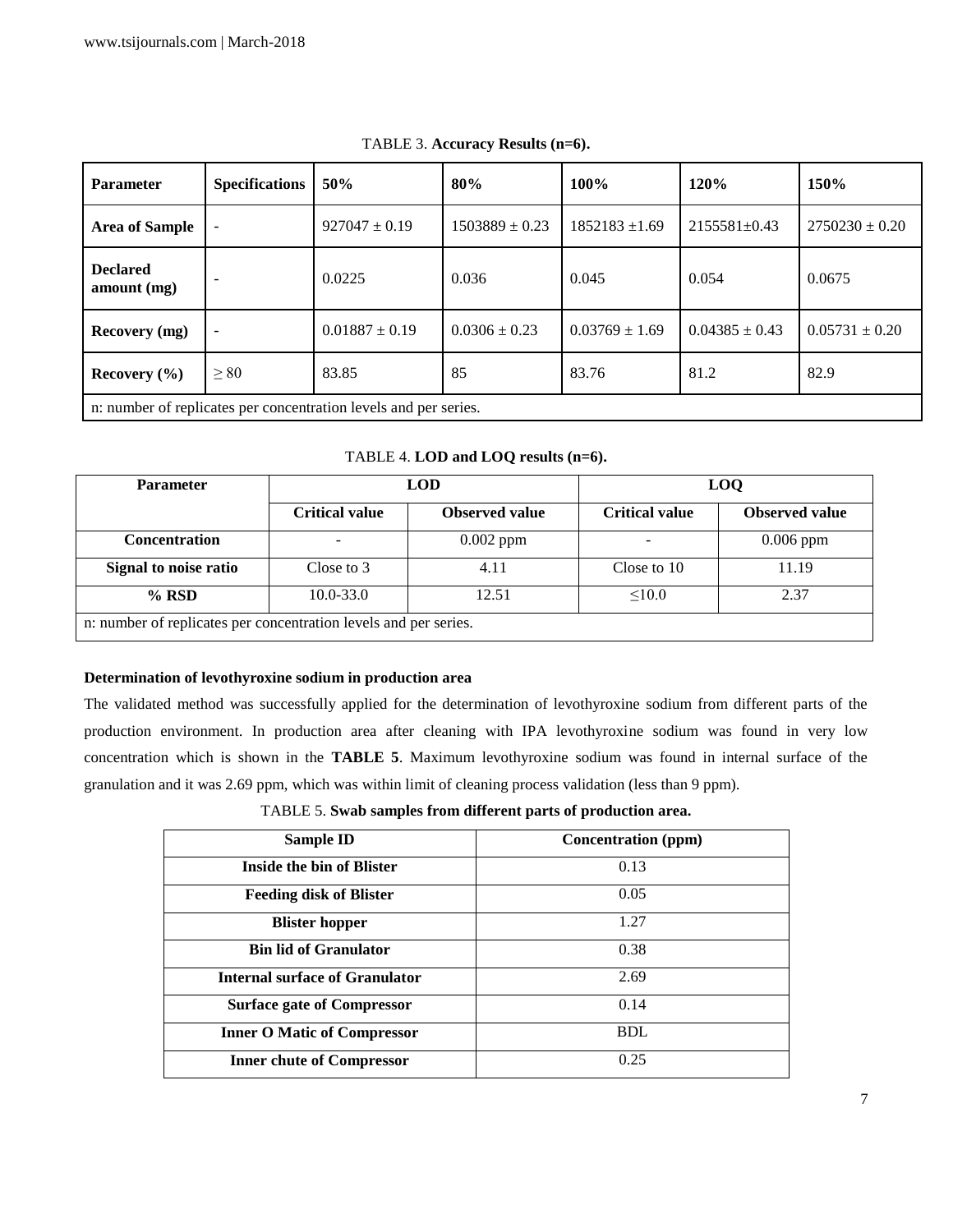TABLE 3. **Accuracy Results (n=6).**

| Parameter | Specifications | 50% | 80% | 100% | 120% | 150% |
|---|---|---|---|---|---|---|
| **Area of Sample** | - | 927047 ± 0.19 | 1503889 ± 0.23 | 1852183 ±1.69 | 2155581±0.43 | 2750230 ± 0.20 |
| **Declared amount (mg)** | - | 0.0225 | 0.036 | 0.045 | 0.054 | 0.0675 |
| **Recovery (mg)** | - | 0.01887 ± 0.19 | 0.0306 ± 0.23 | 0.03769 ± 1.69 | 0.04385 ± 0.43 | 0.05731 ± 0.20 |
| **Recovery (%)** | ≥ 80 | 83.85 | 85 | 83.76 | 81.2 | 82.9 |

n: number of replicates per concentration levels and per series.

TABLE 4. **LOD and LOQ results (n=6).**

| Parameter | LOD | | LOQ | |
|---|---|---|---|---|
| | Critical value | Observed value | Critical value | Observed value |
| **Concentration** | - | 0.002 ppm | - | 0.006 ppm |
| **Signal to noise ratio** | Close to 3 | 4.11 | Close to 10 | 11.19 |
| **% RSD** | 10.0-33.0 | 12.51 | ≤10.0 | 2.37 |

n: number of replicates per concentration levels and per series.

**Determination of levothyroxine sodium in production area**

The validated method was successfully applied for the determination of levothyroxine sodium from different parts of the production environment. In production area after cleaning with IPA levothyroxine sodium was found in very low concentration which is shown in the **TABLE 5**. Maximum levothyroxine sodium was found in internal surface of the granulation and it was 2.69 ppm, which was within limit of cleaning process validation (less than 9 ppm).

TABLE 5. **Swab samples from different parts of production area.**

| Sample ID | Concentration (ppm) |
|---|---|
| **Inside the bin of Blister** | 0.13 |
| **Feeding disk of Blister** | 0.05 |
| **Blister hopper** | 1.27 |
| **Bin lid of Granulator** | 0.38 |
| **Internal surface of Granulator** | 2.69 |
| **Surface gate of Compressor** | 0.14 |
| **Inner O Matic of Compressor** | BDL |
| **Inner chute of Compressor** | 0.25 |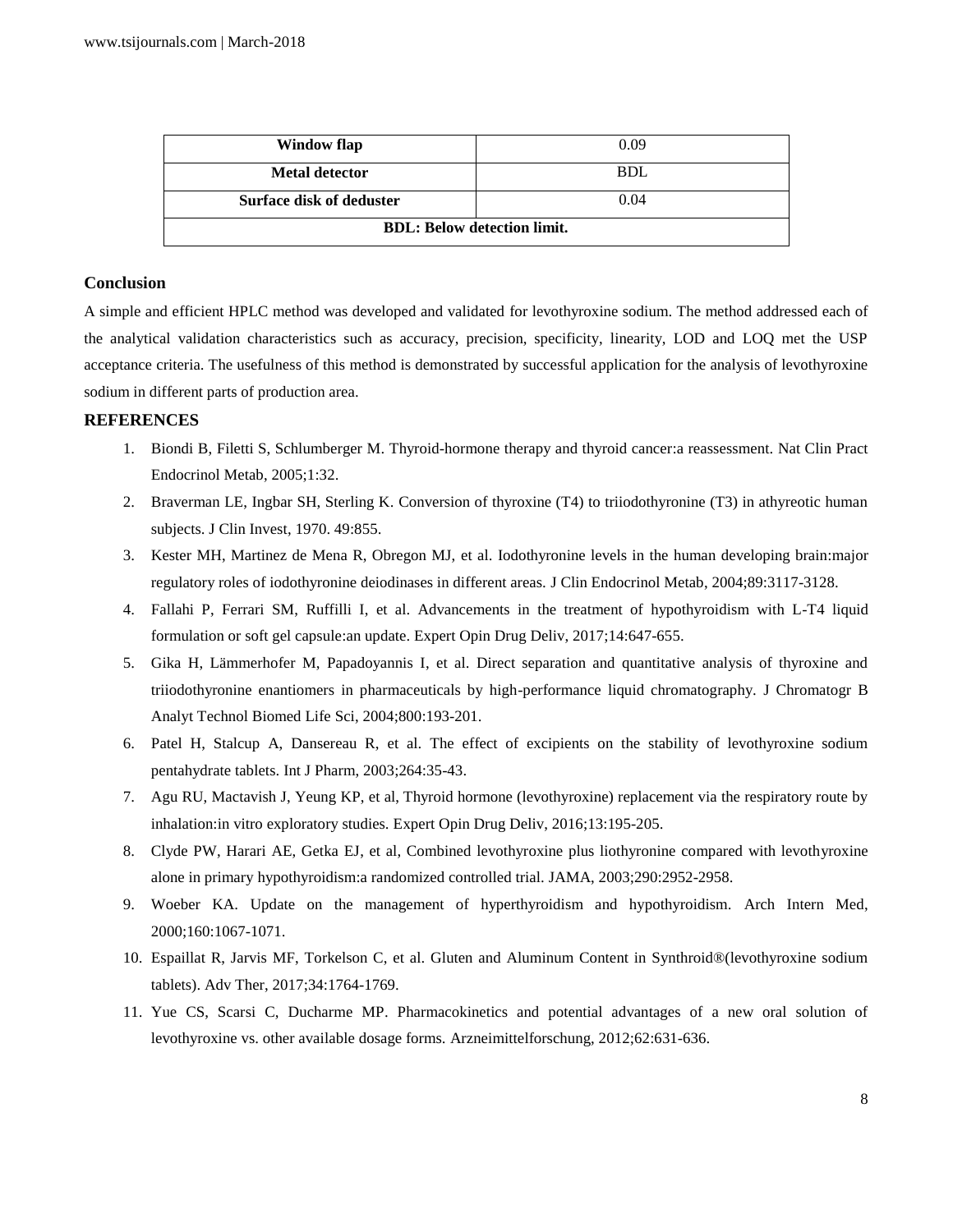| Window flap | 0.09 |
|---|---|
| Metal detector | BDL |
| Surface disk of deduster | 0.04 |
| BDL: Below detection limit. | |

## Conclusion

A simple and efficient HPLC method was developed and validated for levothyroxine sodium. The method addressed each of the analytical validation characteristics such as accuracy, precision, specificity, linearity, LOD and LOQ met the USP acceptance criteria. The usefulness of this method is demonstrated by successful application for the analysis of levothyroxine sodium in different parts of production area.

## REFERENCES

1. Biondi B, Filetti S, Schlumberger M. Thyroid-hormone therapy and thyroid cancer:a reassessment. Nat Clin Pract Endocrinol Metab, 2005;1:32.
2. Braverman LE, Ingbar SH, Sterling K. Conversion of thyroxine (T4) to triiodothyronine (T3) in athyreotic human subjects. J Clin Invest, 1970. 49:855.
3. Kester MH, Martinez de Mena R, Obregon MJ, et al. Iodothyronine levels in the human developing brain:major regulatory roles of iodothyronine deiodinases in different areas. J Clin Endocrinol Metab, 2004;89:3117-3128.
4. Fallahi P, Ferrari SM, Ruffilli I, et al. Advancements in the treatment of hypothyroidism with L-T4 liquid formulation or soft gel capsule:an update. Expert Opin Drug Deliv, 2017;14:647-655.
5. Gika H, Lämmerhofer M, Papadoyannis I, et al. Direct separation and quantitative analysis of thyroxine and triiodothyronine enantiomers in pharmaceuticals by high-performance liquid chromatography. J Chromatogr B Analyt Technol Biomed Life Sci, 2004;800:193-201.
6. Patel H, Stalcup A, Dansereau R, et al. The effect of excipients on the stability of levothyroxine sodium pentahydrate tablets. Int J Pharm, 2003;264:35-43.
7. Agu RU, Mactavish J, Yeung KP, et al, Thyroid hormone (levothyroxine) replacement via the respiratory route by inhalation:in vitro exploratory studies. Expert Opin Drug Deliv, 2016;13:195-205.
8. Clyde PW, Harari AE, Getka EJ, et al, Combined levothyroxine plus liothyronine compared with levothyroxine alone in primary hypothyroidism:a randomized controlled trial. JAMA, 2003;290:2952-2958.
9. Woeber KA. Update on the management of hyperthyroidism and hypothyroidism. Arch Intern Med, 2000;160:1067-1071.
10. Espaillat R, Jarvis MF, Torkelson C, et al. Gluten and Aluminum Content in Synthroid®(levothyroxine sodium tablets). Adv Ther, 2017;34:1764-1769.
11. Yue CS, Scarsi C, Ducharme MP. Pharmacokinetics and potential advantages of a new oral solution of levothyroxine vs. other available dosage forms. Arzneimittelforschung, 2012;62:631-636.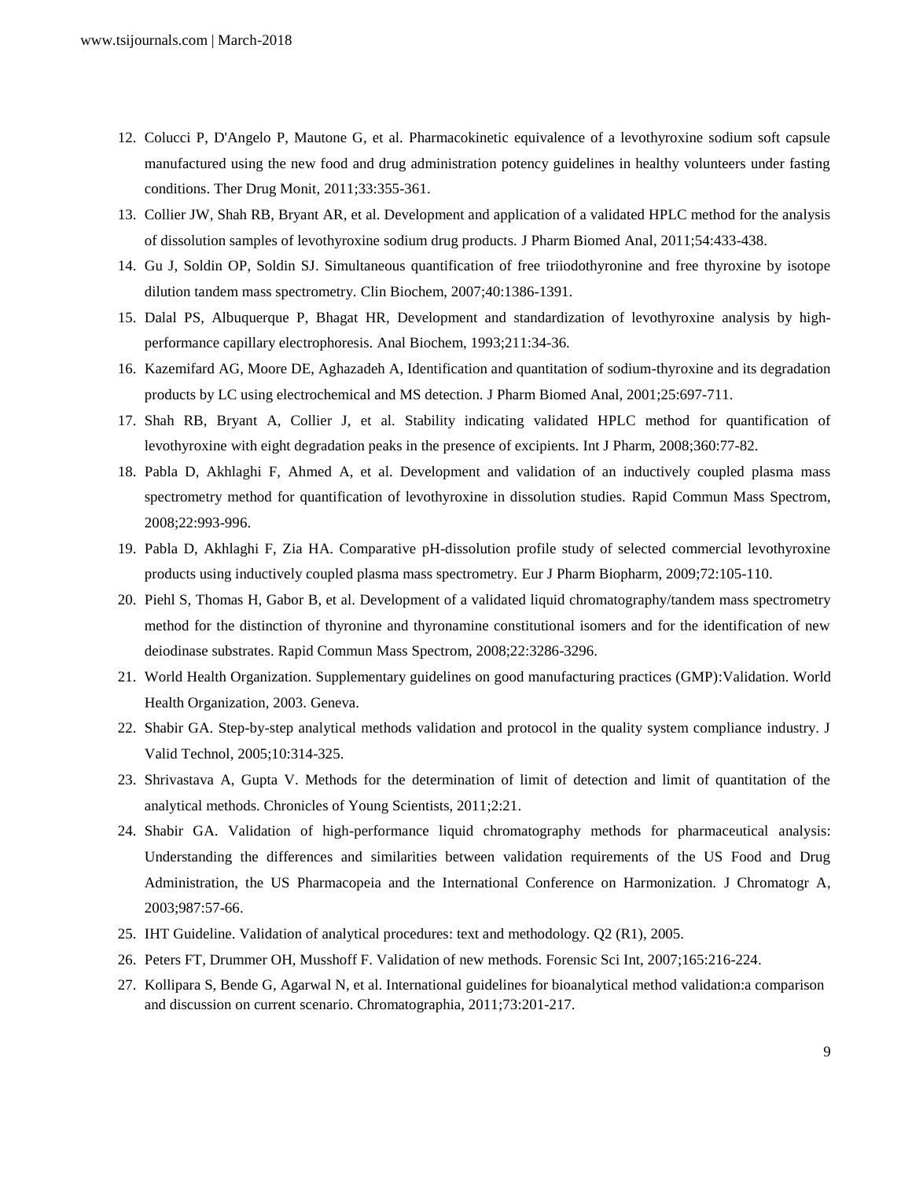12. Colucci P, D'Angelo P, Mautone G, et al. Pharmacokinetic equivalence of a levothyroxine sodium soft capsule manufactured using the new food and drug administration potency guidelines in healthy volunteers under fasting conditions. Ther Drug Monit, 2011;33:355-361.
13. Collier JW, Shah RB, Bryant AR, et al. Development and application of a validated HPLC method for the analysis of dissolution samples of levothyroxine sodium drug products. J Pharm Biomed Anal, 2011;54:433-438.
14. Gu J, Soldin OP, Soldin SJ. Simultaneous quantification of free triiodothyronine and free thyroxine by isotope dilution tandem mass spectrometry. Clin Biochem, 2007;40:1386-1391.
15. Dalal PS, Albuquerque P, Bhagat HR, Development and standardization of levothyroxine analysis by high-performance capillary electrophoresis. Anal Biochem, 1993;211:34-36.
16. Kazemifard AG, Moore DE, Aghazadeh A, Identification and quantitation of sodium-thyroxine and its degradation products by LC using electrochemical and MS detection. J Pharm Biomed Anal, 2001;25:697-711.
17. Shah RB, Bryant A, Collier J, et al. Stability indicating validated HPLC method for quantification of levothyroxine with eight degradation peaks in the presence of excipients. Int J Pharm, 2008;360:77-82.
18. Pabla D, Akhlaghi F, Ahmed A, et al. Development and validation of an inductively coupled plasma mass spectrometry method for quantification of levothyroxine in dissolution studies. Rapid Commun Mass Spectrom, 2008;22:993-996.
19. Pabla D, Akhlaghi F, Zia HA. Comparative pH-dissolution profile study of selected commercial levothyroxine products using inductively coupled plasma mass spectrometry. Eur J Pharm Biopharm, 2009;72:105-110.
20. Piehl S, Thomas H, Gabor B, et al. Development of a validated liquid chromatography/tandem mass spectrometry method for the distinction of thyronine and thyronamine constitutional isomers and for the identification of new deiodinase substrates. Rapid Commun Mass Spectrom, 2008;22:3286-3296.
21. World Health Organization. Supplementary guidelines on good manufacturing practices (GMP):Validation. World Health Organization, 2003. Geneva.
22. Shabir GA. Step-by-step analytical methods validation and protocol in the quality system compliance industry. J Valid Technol, 2005;10:314-325.
23. Shrivastava A, Gupta V. Methods for the determination of limit of detection and limit of quantitation of the analytical methods. Chronicles of Young Scientists, 2011;2:21.
24. Shabir GA. Validation of high-performance liquid chromatography methods for pharmaceutical analysis: Understanding the differences and similarities between validation requirements of the US Food and Drug Administration, the US Pharmacopeia and the International Conference on Harmonization. J Chromatogr A, 2003;987:57-66.
25. IHT Guideline. Validation of analytical procedures: text and methodology. Q2 (R1), 2005.
26. Peters FT, Drummer OH, Musshoff F. Validation of new methods. Forensic Sci Int, 2007;165:216-224.
27. Kollipara S, Bende G, Agarwal N, et al. International guidelines for bioanalytical method validation:a comparison and discussion on current scenario. Chromatographia, 2011;73:201-217.